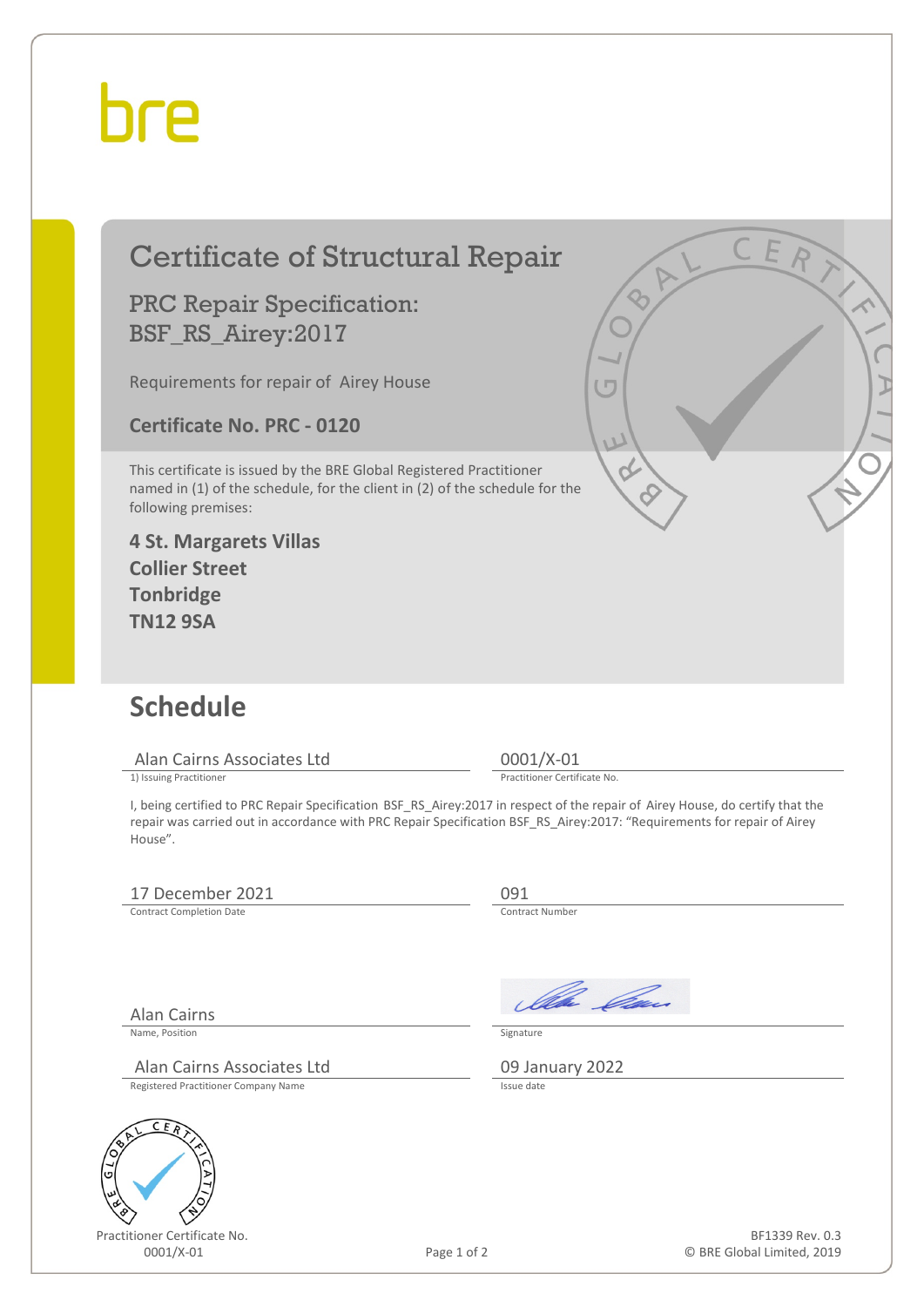bre

# Certificate of Structural Repair

## PRC Repair Specification: BSF_RS_Airey:2017

Requirements for repair of Airey House

**Certificate No. PRC - 0120**

This certificate is issued by the BRE Global Registered Practitioner named in (1) of the schedule, for the client in (2) of the schedule for the following premises:

**4 St. Margarets Villas**
**Collier Street**
**Tonbridge**
**TN12 9SA**

## Schedule

Alan Cairns Associates Ltd
1) Issuing Practitioner

0001/X-01
Practitioner Certificate No.

I, being certified to PRC Repair Specification BSF_RS_Airey:2017 in respect of the repair of Airey House, do certify that the repair was carried out in accordance with PRC Repair Specification BSF_RS_Airey:2017: "Requirements for repair of Airey House".

17 December 2021
Contract Completion Date

091
Contract Number

Alan Cairns
Name, Position

Signature

Alan Cairns Associates Ltd
Registered Practitioner Company Name

09 January 2022
Issue date

Practitioner Certificate No.
0001/X-01

BF1339 Rev. 0.3
© BRE Global Limited, 2019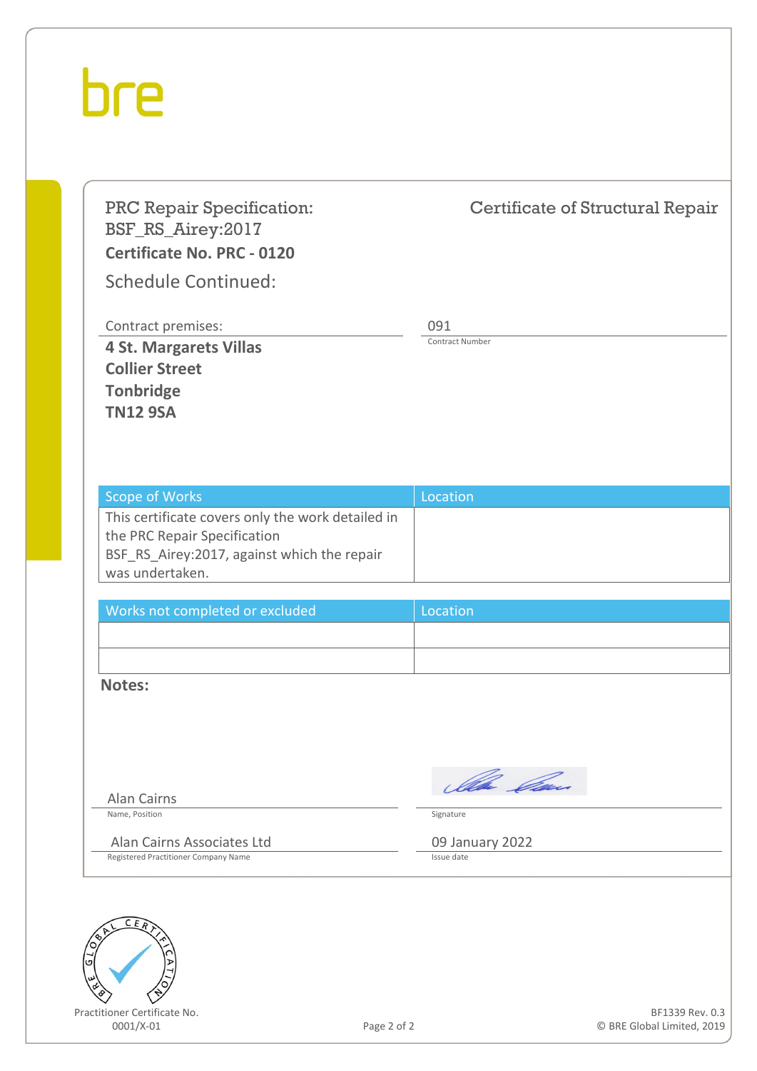bre

PRC Repair Specification:
BSF_RS_Airey:2017

**Certificate No. PRC - 0120**

Schedule Continued:

Certificate of Structural Repair

Contract premises:

**4 St. Margarets Villas**
**Collier Street**
**Tonbridge**
**TN12 9SA**

091
Contract Number

| Scope of Works | Location |
|---|---|
| This certificate covers only the work detailed in the PRC Repair Specification BSF_RS_Airey:2017, against which the repair was undertaken. | |

| Works not completed or excluded | Location |
|---|---|
| | |
| | |

**Notes:**

Alan Cairns
Name, Position

Signature

Alan Cairns Associates Ltd
Registered Practitioner Company Name

09 January 2022
Issue date

BRE GLOBAL CERTIFICATION

Practitioner Certificate No.
0001/X-01

BF1339 Rev. 0.3
© BRE Global Limited, 2019